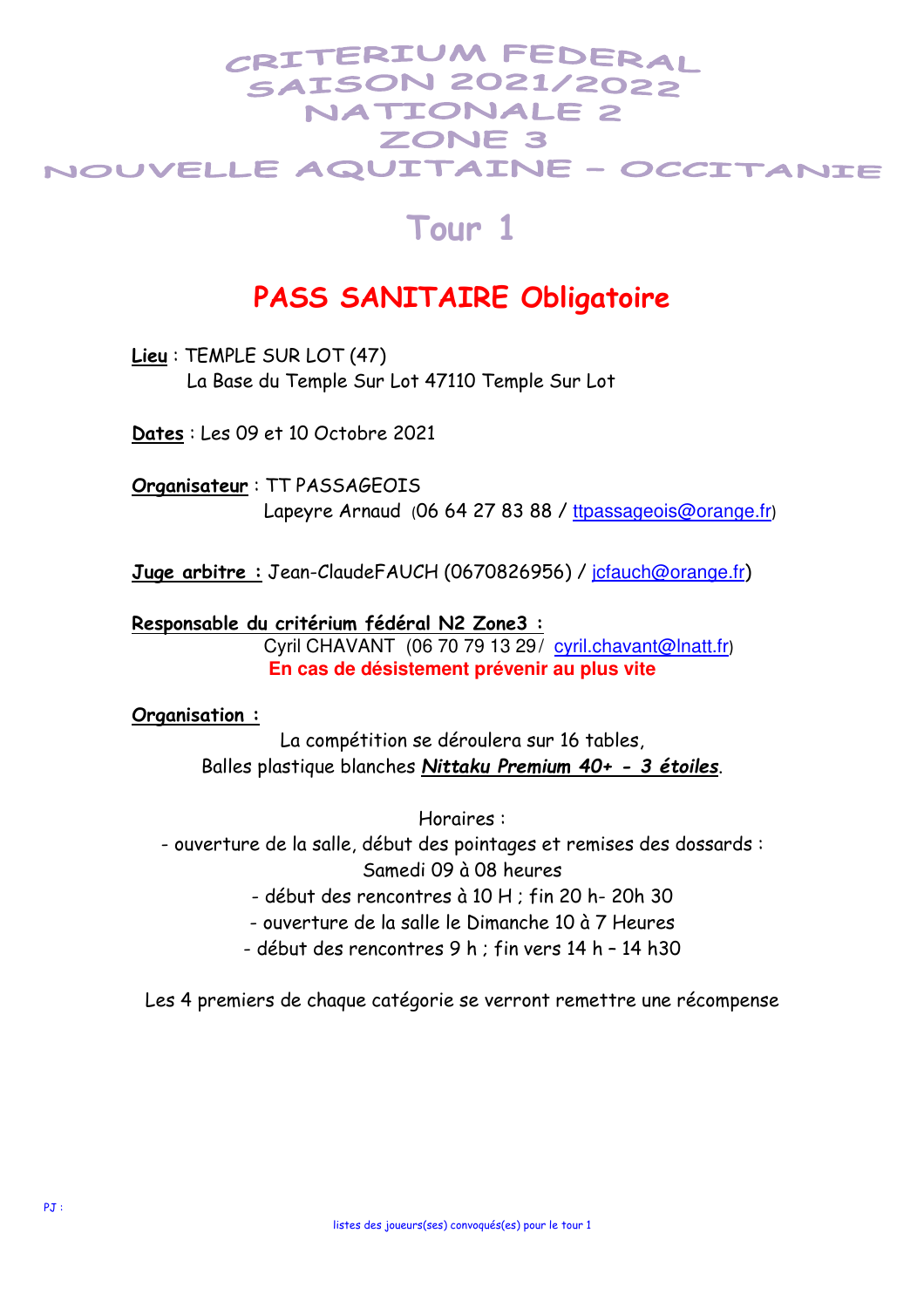# CRITERIUM FEDERAL
# SAISON 2021/2022
# NATIONALE 2
# ZONE 3
# NOUVELLE AQUITAINE – OCCITANIE

## Tour 1

## PASS SANITAIRE Obligatoire

**Lieu** : TEMPLE SUR LOT (47)
La Base du Temple Sur Lot 47110 Temple Sur Lot

**Dates** : Les 09 et 10 Octobre 2021

**Organisateur** : TT PASSAGEOIS
Lapeyre Arnaud (06 64 27 83 88 / ttpassageois@orange.fr)

**Juge arbitre :** Jean-ClaudeFAUCH (0670826956) / jcfauch@orange.fr)

**Responsable du critérium fédéral N2 Zone3 :**
Cyril CHAVANT (06 70 79 13 29/ cyril.chavant@lnatt.fr)
**En cas de désistement prévenir au plus vite**

**Organisation :**

La compétition se déroulera sur 16 tables,
Balles plastique blanches ***Nittaku Premium 40+ - 3 étoiles***.

Horaires :
- ouverture de la salle, début des pointages et remises des dossards : Samedi 09 à 08 heures
- début des rencontres à 10 H ; fin 20 h- 20h 30
- ouverture de la salle le Dimanche 10 à 7 Heures
- début des rencontres 9 h ; fin vers 14 h – 14 h30

Les 4 premiers de chaque catégorie se verront remettre une récompense

PJ :

listes des joueurs(ses) convoqués(es) pour le tour 1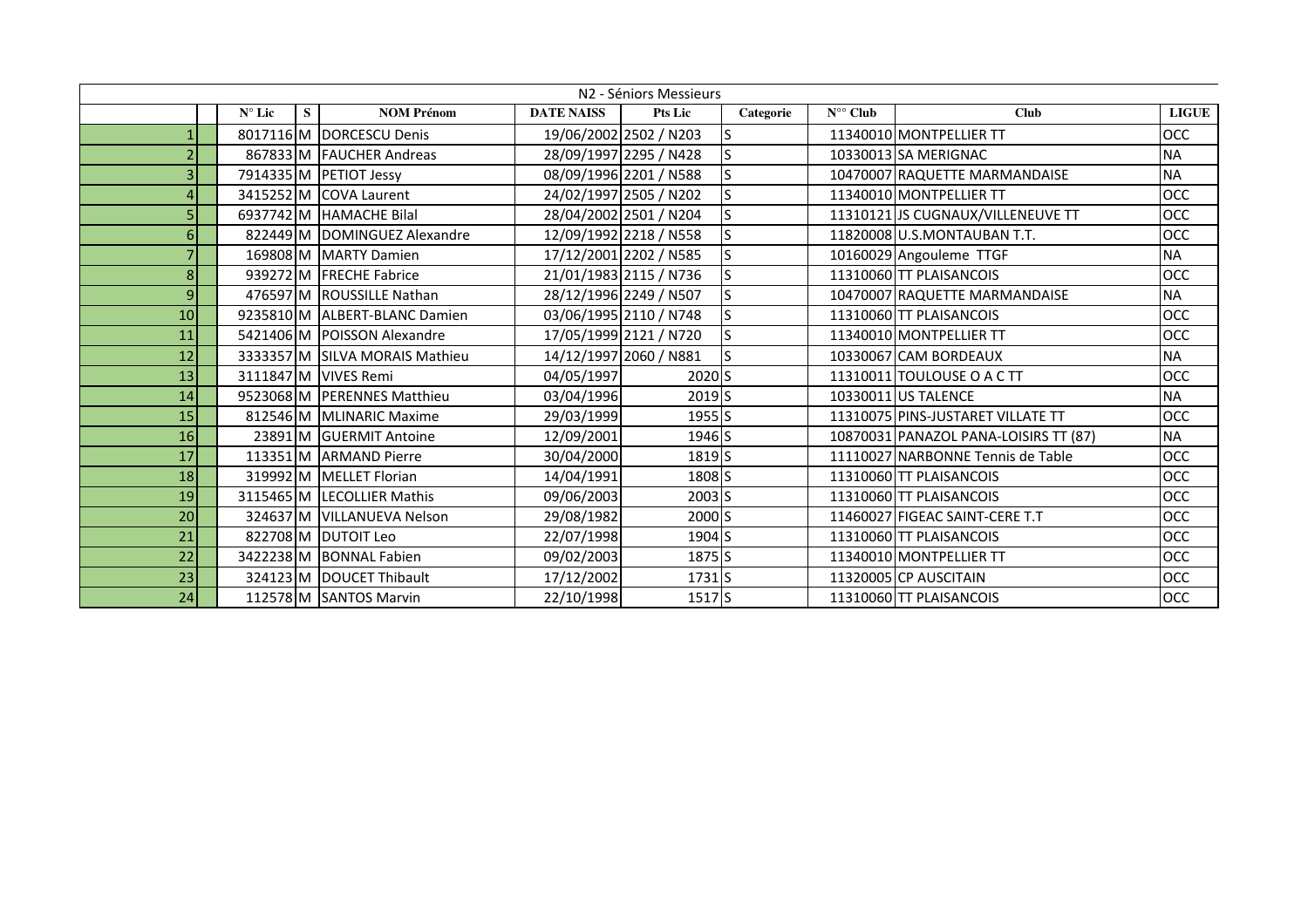| N2 - Séniors Messieurs | | | | | | | | | | |
|---|---|---|---|---|---|---|---|---|---|---|
| | | N° Lic | S | NOM Prénom | DATE NAISS | Pts Lic | Categorie | N°° Club | Club | LIGUE |
| 1 | | 8017116 | M | DORCESCU Denis | 19/06/2002 | 2502 / N203 | S | 11340010 | MONTPELLIER TT | OCC |
| 2 | | 867833 | M | FAUCHER Andreas | 28/09/1997 | 2295 / N428 | S | 10330013 | SA MERIGNAC | NA |
| 3 | | 7914335 | M | PETIOT Jessy | 08/09/1996 | 2201 / N588 | S | 10470007 | RAQUETTE MARMANDAISE | NA |
| 4 | | 3415252 | M | COVA Laurent | 24/02/1997 | 2505 / N202 | S | 11340010 | MONTPELLIER TT | OCC |
| 5 | | 6937742 | M | HAMACHE Bilal | 28/04/2002 | 2501 / N204 | S | 11310121 | JS CUGNAUX/VILLENEUVE TT | OCC |
| 6 | | 822449 | M | DOMINGUEZ Alexandre | 12/09/1992 | 2218 / N558 | S | 11820008 | U.S.MONTAUBAN T.T. | OCC |
| 7 | | 169808 | M | MARTY Damien | 17/12/2001 | 2202 / N585 | S | 10160029 | Angouleme TTGF | NA |
| 8 | | 939272 | M | FRECHE Fabrice | 21/01/1983 | 2115 / N736 | S | 11310060 | TT PLAISANCOIS | OCC |
| 9 | | 476597 | M | ROUSSILLE Nathan | 28/12/1996 | 2249 / N507 | S | 10470007 | RAQUETTE MARMANDAISE | NA |
| 10 | | 9235810 | M | ALBERT-BLANC Damien | 03/06/1995 | 2110 / N748 | S | 11310060 | TT PLAISANCOIS | OCC |
| 11 | | 5421406 | M | POISSON Alexandre | 17/05/1999 | 2121 / N720 | S | 11340010 | MONTPELLIER TT | OCC |
| 12 | | 3333357 | M | SILVA MORAIS Mathieu | 14/12/1997 | 2060 / N881 | S | 10330067 | CAM BORDEAUX | NA |
| 13 | | 3111847 | M | VIVES Remi | 04/05/1997 | 2020 | S | 11310011 | TOULOUSE O A C TT | OCC |
| 14 | | 9523068 | M | PERENNES Matthieu | 03/04/1996 | 2019 | S | 10330011 | US TALENCE | NA |
| 15 | | 812546 | M | MLINARIC Maxime | 29/03/1999 | 1955 | S | 11310075 | PINS-JUSTARET VILLATE TT | OCC |
| 16 | | 23891 | M | GUERMIT Antoine | 12/09/2001 | 1946 | S | 10870031 | PANAZOL PANA-LOISIRS TT (87) | NA |
| 17 | | 113351 | M | ARMAND Pierre | 30/04/2000 | 1819 | S | 11110027 | NARBONNE Tennis de Table | OCC |
| 18 | | 319992 | M | MELLET Florian | 14/04/1991 | 1808 | S | 11310060 | TT PLAISANCOIS | OCC |
| 19 | | 3115465 | M | LECOLLIER Mathis | 09/06/2003 | 2003 | S | 11310060 | TT PLAISANCOIS | OCC |
| 20 | | 324637 | M | VILLANUEVA Nelson | 29/08/1982 | 2000 | S | 11460027 | FIGEAC SAINT-CERE T.T | OCC |
| 21 | | 822708 | M | DUTOIT Leo | 22/07/1998 | 1904 | S | 11310060 | TT PLAISANCOIS | OCC |
| 22 | | 3422238 | M | BONNAL Fabien | 09/02/2003 | 1875 | S | 11340010 | MONTPELLIER TT | OCC |
| 23 | | 324123 | M | DOUCET Thibault | 17/12/2002 | 1731 | S | 11320005 | CP AUSCITAIN | OCC |
| 24 | | 112578 | M | SANTOS Marvin | 22/10/1998 | 1517 | S | 11310060 | TT PLAISANCOIS | OCC |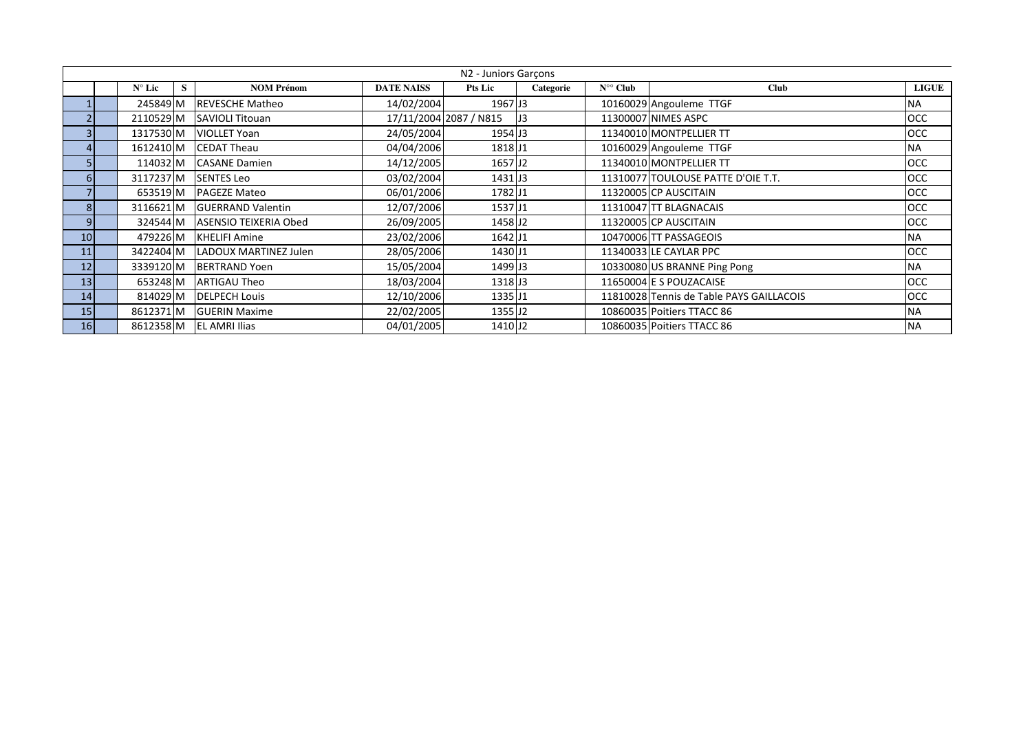| | | N° Lic | S | NOM Prénom | DATE NAISS | Pts Lic | Categorie | N°° Club | Club | LIGUE |
|---|---|---|---|---|---|---|---|---|---|---|
| | | | | | | N2 - Juniors Garçons | | | | |
| 1 | | 245849 | M | REVESCHE Matheo | 14/02/2004 | 1967 | J3 | 10160029 | Angouleme TTGF | NA |
| 2 | | 2110529 | M | SAVIOLI Titouan | 17/11/2004 | 2087 / N815 | J3 | 11300007 | NIMES ASPC | OCC |
| 3 | | 1317530 | M | VIOLLET Yoan | 24/05/2004 | 1954 | J3 | 11340010 | MONTPELLIER TT | OCC |
| 4 | | 1612410 | M | CEDAT Theau | 04/04/2006 | 1818 | J1 | 10160029 | Angouleme TTGF | NA |
| 5 | | 114032 | M | CASANE Damien | 14/12/2005 | 1657 | J2 | 11340010 | MONTPELLIER TT | OCC |
| 6 | | 3117237 | M | SENTES Leo | 03/02/2004 | 1431 | J3 | 11310077 | TOULOUSE PATTE D'OIE T.T. | OCC |
| 7 | | 653519 | M | PAGEZE Mateo | 06/01/2006 | 1782 | J1 | 11320005 | CP AUSCITAIN | OCC |
| 8 | | 3116621 | M | GUERRAND Valentin | 12/07/2006 | 1537 | J1 | 11310047 | TT BLAGNACAIS | OCC |
| 9 | | 324544 | M | ASENSIO TEIXERIA Obed | 26/09/2005 | 1458 | J2 | 11320005 | CP AUSCITAIN | OCC |
| 10 | | 479226 | M | KHELIFI Amine | 23/02/2006 | 1642 | J1 | 10470006 | TT PASSAGEOIS | NA |
| 11 | | 3422404 | M | LADOUX MARTINEZ Julen | 28/05/2006 | 1430 | J1 | 11340033 | LE CAYLAR PPC | OCC |
| 12 | | 3339120 | M | BERTRAND Yoen | 15/05/2004 | 1499 | J3 | 10330080 | US BRANNE Ping Pong | NA |
| 13 | | 653248 | M | ARTIGAU Theo | 18/03/2004 | 1318 | J3 | 11650004 | E S POUZACAISE | OCC |
| 14 | | 814029 | M | DELPECH Louis | 12/10/2006 | 1335 | J1 | 11810028 | Tennis de Table PAYS GAILLACOIS | OCC |
| 15 | | 8612371 | M | GUERIN Maxime | 22/02/2005 | 1355 | J2 | 10860035 | Poitiers TTACC 86 | NA |
| 16 | | 8612358 | M | EL AMRI Ilias | 04/01/2005 | 1410 | J2 | 10860035 | Poitiers TTACC 86 | NA |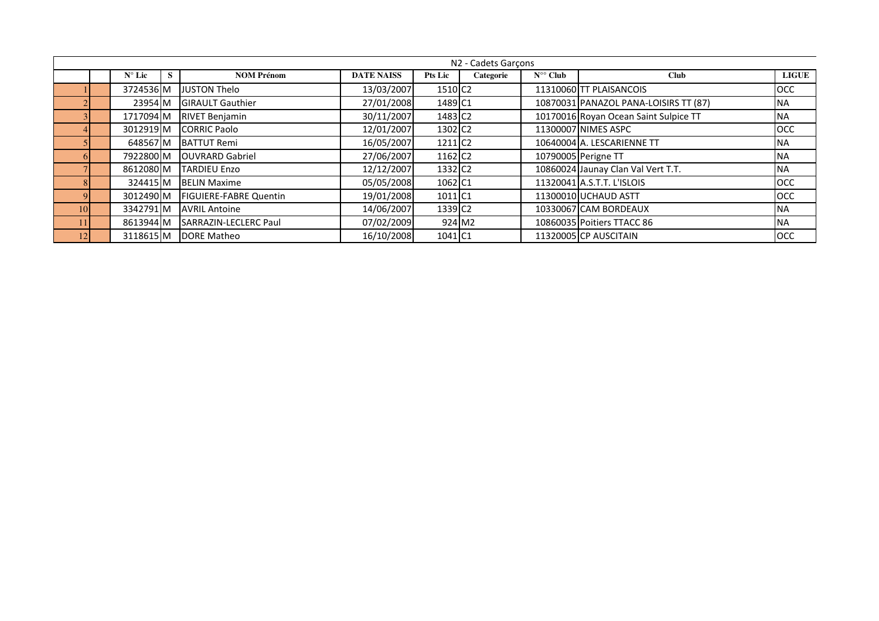| N2 - Cadets Garçons | | | | | | | | | | | |
|---|---|---|---|---|---|---|---|---|---|---|---|
| | | N° Lic | S | NOM Prénom | DATE NAISS | Pts Lic | Categorie | N°° Club | Club | LIGUE |
| 1 | | 3724536 | M | JUSTON Thelo | 13/03/2007 | 1510 | C2 | 11310060 | TT PLAISANCOIS | OCC |
| 2 | | 23954 | M | GIRAULT Gauthier | 27/01/2008 | 1489 | C1 | 10870031 | PANAZOL PANA-LOISIRS TT (87) | NA |
| 3 | | 1717094 | M | RIVET Benjamin | 30/11/2007 | 1483 | C2 | 10170016 | Royan Ocean Saint Sulpice TT | NA |
| 4 | | 3012919 | M | CORRIC Paolo | 12/01/2007 | 1302 | C2 | 11300007 | NIMES ASPC | OCC |
| 5 | | 648567 | M | BATTUT Remi | 16/05/2007 | 1211 | C2 | 10640004 | A. LESCARIENNE TT | NA |
| 6 | | 7922800 | M | OUVRARD Gabriel | 27/06/2007 | 1162 | C2 | 10790005 | Perigne TT | NA |
| 7 | | 8612080 | M | TARDIEU Enzo | 12/12/2007 | 1332 | C2 | 10860024 | Jaunay Clan Val Vert T.T. | NA |
| 8 | | 324415 | M | BELIN Maxime | 05/05/2008 | 1062 | C1 | 11320041 | A.S.T.T. L'ISLOIS | OCC |
| 9 | | 3012490 | M | FIGUIERE-FABRE Quentin | 19/01/2008 | 1011 | C1 | 11300010 | UCHAUD ASTT | OCC |
| 10 | | 3342791 | M | AVRIL Antoine | 14/06/2007 | 1339 | C2 | 10330067 | CAM BORDEAUX | NA |
| 11 | | 8613944 | M | SARRAZIN-LECLERC Paul | 07/02/2009 | 924 | M2 | 10860035 | Poitiers TTACC 86 | NA |
| 12 | | 3118615 | M | DORE Matheo | 16/10/2008 | 1041 | C1 | 11320005 | CP AUSCITAIN | OCC |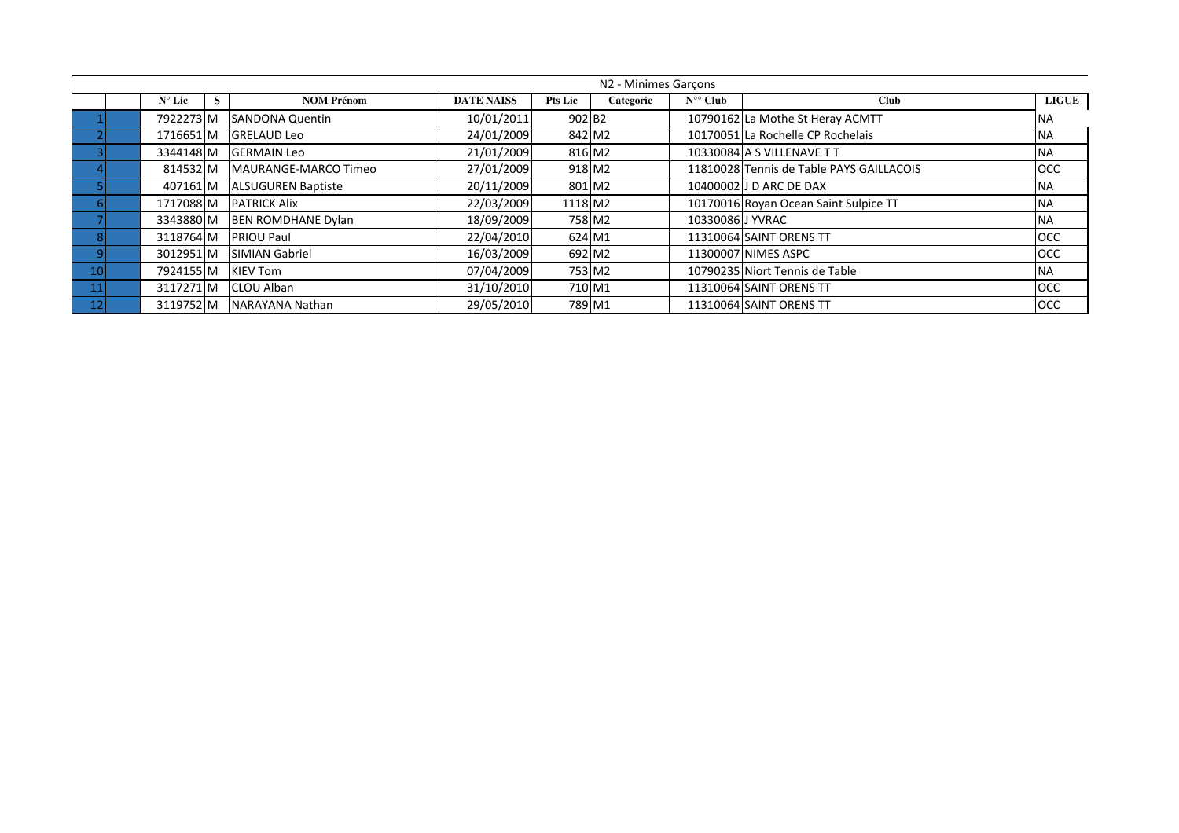| | | N° Lic | S | NOM Prénom | DATE NAISS | Pts Lic | Categorie | N°° Club | Club | LIGUE |
|---|---|---|---|---|---|---|---|---|---|---|
| | | | | | N2 - Minimes Garçons | | | | | |
| 1 | | 7922273 | M | SANDONA Quentin | 10/01/2011 | 902 | B2 | 10790162 | La Mothe St Heray ACMTT | NA |
| 2 | | 1716651 | M | GRELAUD Leo | 24/01/2009 | 842 | M2 | 10170051 | La Rochelle CP Rochelais | NA |
| 3 | | 3344148 | M | GERMAIN Leo | 21/01/2009 | 816 | M2 | 10330084 | A S VILLENAVE T T | NA |
| 4 | | 814532 | M | MAURANGE-MARCO Timeo | 27/01/2009 | 918 | M2 | 11810028 | Tennis de Table PAYS GAILLACOIS | OCC |
| 5 | | 407161 | M | ALSUGUREN Baptiste | 20/11/2009 | 801 | M2 | 10400002 | J D ARC DE DAX | NA |
| 6 | | 1717088 | M | PATRICK Alix | 22/03/2009 | 1118 | M2 | 10170016 | Royan Ocean Saint Sulpice TT | NA |
| 7 | | 3343880 | M | BEN ROMDHANE Dylan | 18/09/2009 | 758 | M2 | 10330086 | J YVRAC | NA |
| 8 | | 3118764 | M | PRIOU Paul | 22/04/2010 | 624 | M1 | 11310064 | SAINT ORENS TT | OCC |
| 9 | | 3012951 | M | SIMIAN Gabriel | 16/03/2009 | 692 | M2 | 11300007 | NIMES ASPC | OCC |
| 10 | | 7924155 | M | KIEV Tom | 07/04/2009 | 753 | M2 | 10790235 | Niort Tennis de Table | NA |
| 11 | | 3117271 | M | CLOU Alban | 31/10/2010 | 710 | M1 | 11310064 | SAINT ORENS TT | OCC |
| 12 | | 3119752 | M | NARAYANA Nathan | 29/05/2010 | 789 | M1 | 11310064 | SAINT ORENS TT | OCC |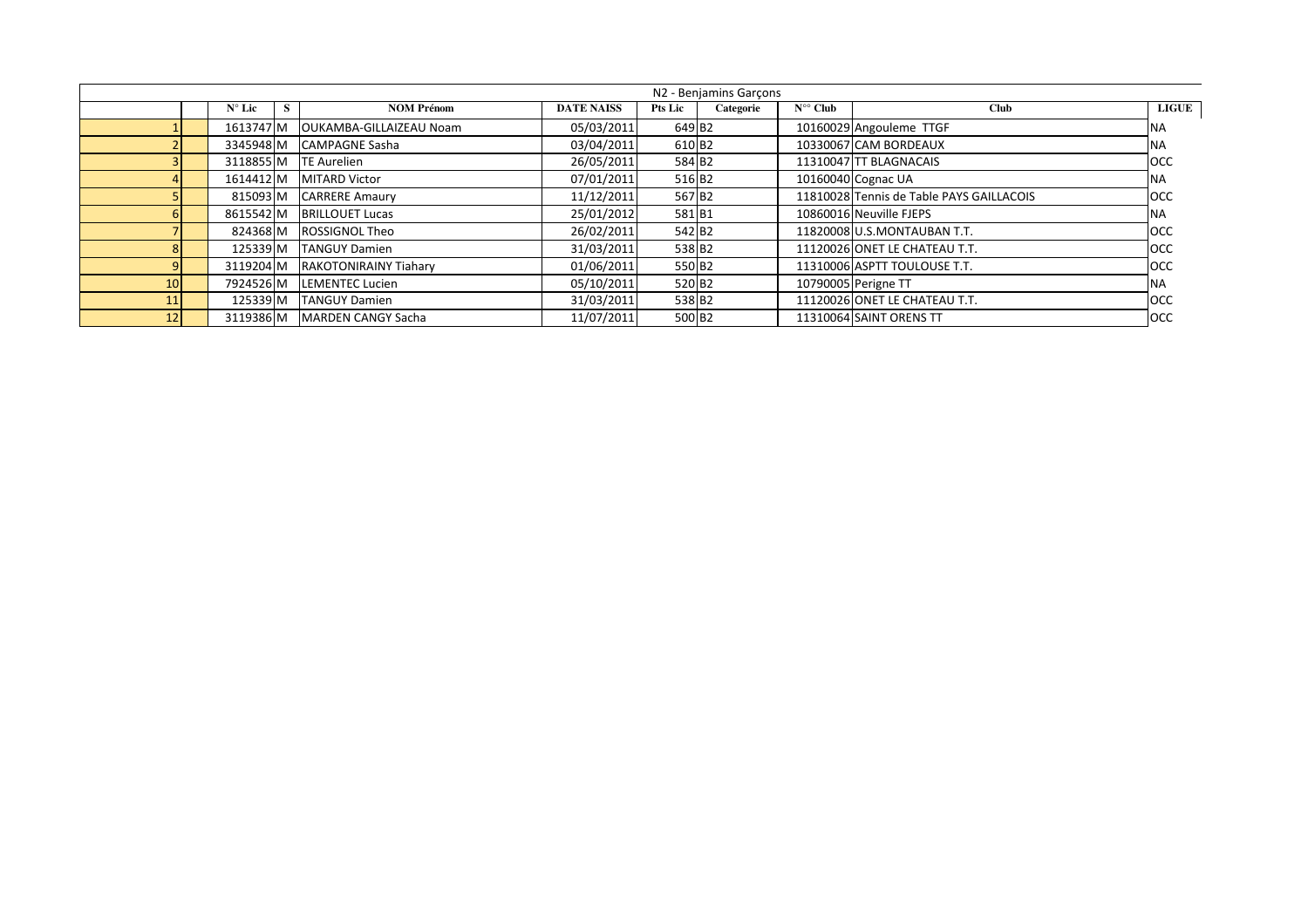| N2 - Benjamins Garçons | | | | | | | | | | |
|---|---|---|---|---|---|---|---|---|---|---|
| | | N° Lic | S | NOM Prénom | DATE NAISS | Pts Lic | Categorie | N°° Club | Club | LIGUE |
| 1 | | 1613747 | M | OUKAMBA-GILLAIZEAU Noam | 05/03/2011 | 649 | B2 | 10160029 | Angouleme TTGF | NA |
| 2 | | 3345948 | M | CAMPAGNE Sasha | 03/04/2011 | 610 | B2 | 10330067 | CAM BORDEAUX | NA |
| 3 | | 3118855 | M | TE Aurelien | 26/05/2011 | 584 | B2 | 11310047 | TT BLAGNACAIS | OCC |
| 4 | | 1614412 | M | MITARD Victor | 07/01/2011 | 516 | B2 | 10160040 | Cognac UA | NA |
| 5 | | 815093 | M | CARRERE Amaury | 11/12/2011 | 567 | B2 | 11810028 | Tennis de Table PAYS GAILLACOIS | OCC |
| 6 | | 8615542 | M | BRILLOUET Lucas | 25/01/2012 | 581 | B1 | 10860016 | Neuville FJEPS | NA |
| 7 | | 824368 | M | ROSSIGNOL Theo | 26/02/2011 | 542 | B2 | 11820008 | U.S.MONTAUBAN T.T. | OCC |
| 8 | | 125339 | M | TANGUY Damien | 31/03/2011 | 538 | B2 | 11120026 | ONET LE CHATEAU T.T. | OCC |
| 9 | | 3119204 | M | RAKOTONIRAINY Tiahary | 01/06/2011 | 550 | B2 | 11310006 | ASPTT TOULOUSE T.T. | OCC |
| 10 | | 7924526 | M | LEMENTEC Lucien | 05/10/2011 | 520 | B2 | 10790005 | Perigne TT | NA |
| 11 | | 125339 | M | TANGUY Damien | 31/03/2011 | 538 | B2 | 11120026 | ONET LE CHATEAU T.T. | OCC |
| 12 | | 3119386 | M | MARDEN CANGY Sacha | 11/07/2011 | 500 | B2 | 11310064 | SAINT ORENS TT | OCC |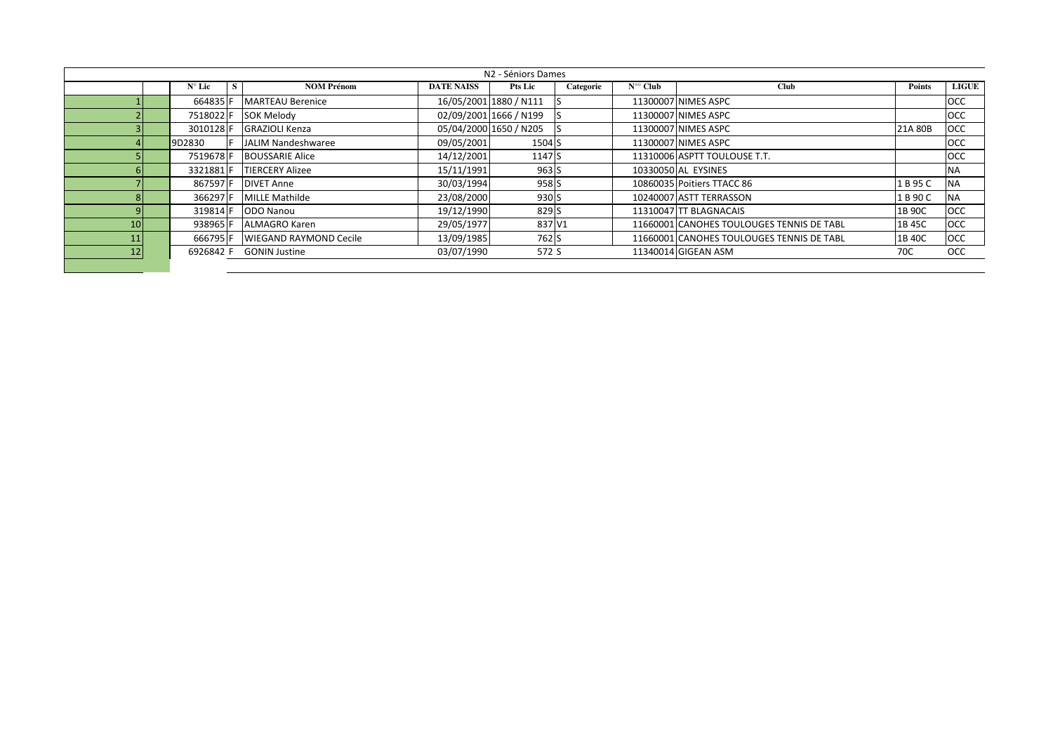| N2 - Séniors Dames | | | | | | | | | | | |
|---|---|---|---|---|---|---|---|---|---|---|---|
| | | N° Lic | S | NOM Prénom | DATE NAISS | Pts Lic | Categorie | N°° Club | Club | Points | LIGUE |
| 1 | | 664835 | F | MARTEAU Berenice | 16/05/2001 | 1880 / N111 | S | 11300007 | NIMES ASPC | | OCC |
| 2 | | 7518022 | F | SOK Melody | 02/09/2001 | 1666 / N199 | S | 11300007 | NIMES ASPC | | OCC |
| 3 | | 3010128 | F | GRAZIOLI Kenza | 05/04/2000 | 1650 / N205 | S | 11300007 | NIMES ASPC | 21A 80B | OCC |
| 4 | | 9D2830 | F | JALIM Nandeshwaree | 09/05/2001 | 1504 | S | 11300007 | NIMES ASPC | | OCC |
| 5 | | 7519678 | F | BOUSSARIE Alice | 14/12/2001 | 1147 | S | 11310006 | ASPTT TOULOUSE T.T. | | OCC |
| 6 | | 3321881 | F | TIERCERY Alizee | 15/11/1991 | 963 | S | 10330050 | AL EYSINES | | NA |
| 7 | | 867597 | F | DIVET Anne | 30/03/1994 | 958 | S | 10860035 | Poitiers TTACC 86 | 1 B 95 C | NA |
| 8 | | 366297 | F | MILLE Mathilde | 23/08/2000 | 930 | S | 10240007 | ASTT TERRASSON | 1 B 90 C | NA |
| 9 | | 319814 | F | ODO Nanou | 19/12/1990 | 829 | S | 11310047 | TT BLAGNACAIS | 1B 90C | OCC |
| 10 | | 938965 | F | ALMAGRO Karen | 29/05/1977 | 837 | V1 | 11660001 | CANOHES TOULOUGES TENNIS DE TABL | 1B 45C | OCC |
| 11 | | 666795 | F | WIEGAND RAYMOND Cecile | 13/09/1985 | 762 | S | 11660001 | CANOHES TOULOUGES TENNIS DE TABL | 1B 40C | OCC |
| 12 | | 6926842 | F | GONIN Justine | 03/07/1990 | 572 | S | 11340014 | GIGEAN ASM | 70C | OCC |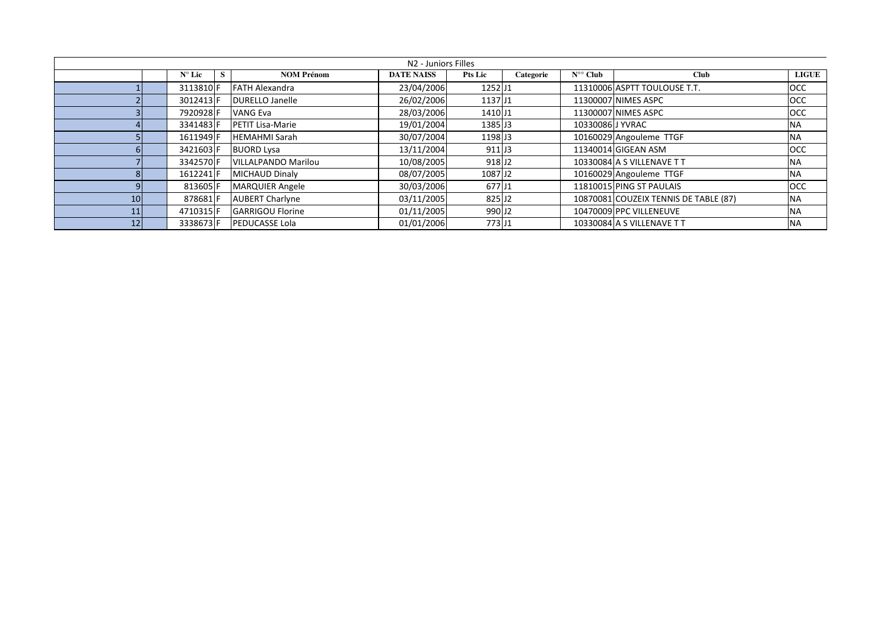| N2 - Juniors Filles | | | | | | | | | | |
|---|---|---|---|---|---|---|---|---|---|---|
| | N° Lic | S | NOM Prénom | DATE NAISS | Pts Lic | Categorie | N°° Club | Club | LIGUE |
| 1 | | 3113810 | F | FATH Alexandra | 23/04/2006 | 1252 | J1 | 11310006 | ASPTT TOULOUSE T.T. | OCC |
| 2 | | 3012413 | F | DURELLO Janelle | 26/02/2006 | 1137 | J1 | 11300007 | NIMES ASPC | OCC |
| 3 | | 7920928 | F | VANG Eva | 28/03/2006 | 1410 | J1 | 11300007 | NIMES ASPC | OCC |
| 4 | | 3341483 | F | PETIT Lisa-Marie | 19/01/2004 | 1385 | J3 | 10330086 | J YVRAC | NA |
| 5 | | 1611949 | F | HEMAHMI Sarah | 30/07/2004 | 1198 | J3 | 10160029 | Angouleme TTGF | NA |
| 6 | | 3421603 | F | BUORD Lysa | 13/11/2004 | 911 | J3 | 11340014 | GIGEAN ASM | OCC |
| 7 | | 3342570 | F | VILLALPANDO Marilou | 10/08/2005 | 918 | J2 | 10330084 | A S VILLENAVE T T | NA |
| 8 | | 1612241 | F | MICHAUD Dinaly | 08/07/2005 | 1087 | J2 | 10160029 | Angouleme TTGF | NA |
| 9 | | 813605 | F | MARQUIER Angele | 30/03/2006 | 677 | J1 | 11810015 | PING ST PAULAIS | OCC |
| 10 | | 878681 | F | AUBERT Charlyne | 03/11/2005 | 825 | J2 | 10870081 | COUZEIX TENNIS DE TABLE (87) | NA |
| 11 | | 4710315 | F | GARRIGOU Florine | 01/11/2005 | 990 | J2 | 10470009 | PPC VILLENEUVE | NA |
| 12 | | 3338673 | F | PEDUCASSE Lola | 01/01/2006 | 773 | J1 | 10330084 | A S VILLENAVE T T | NA |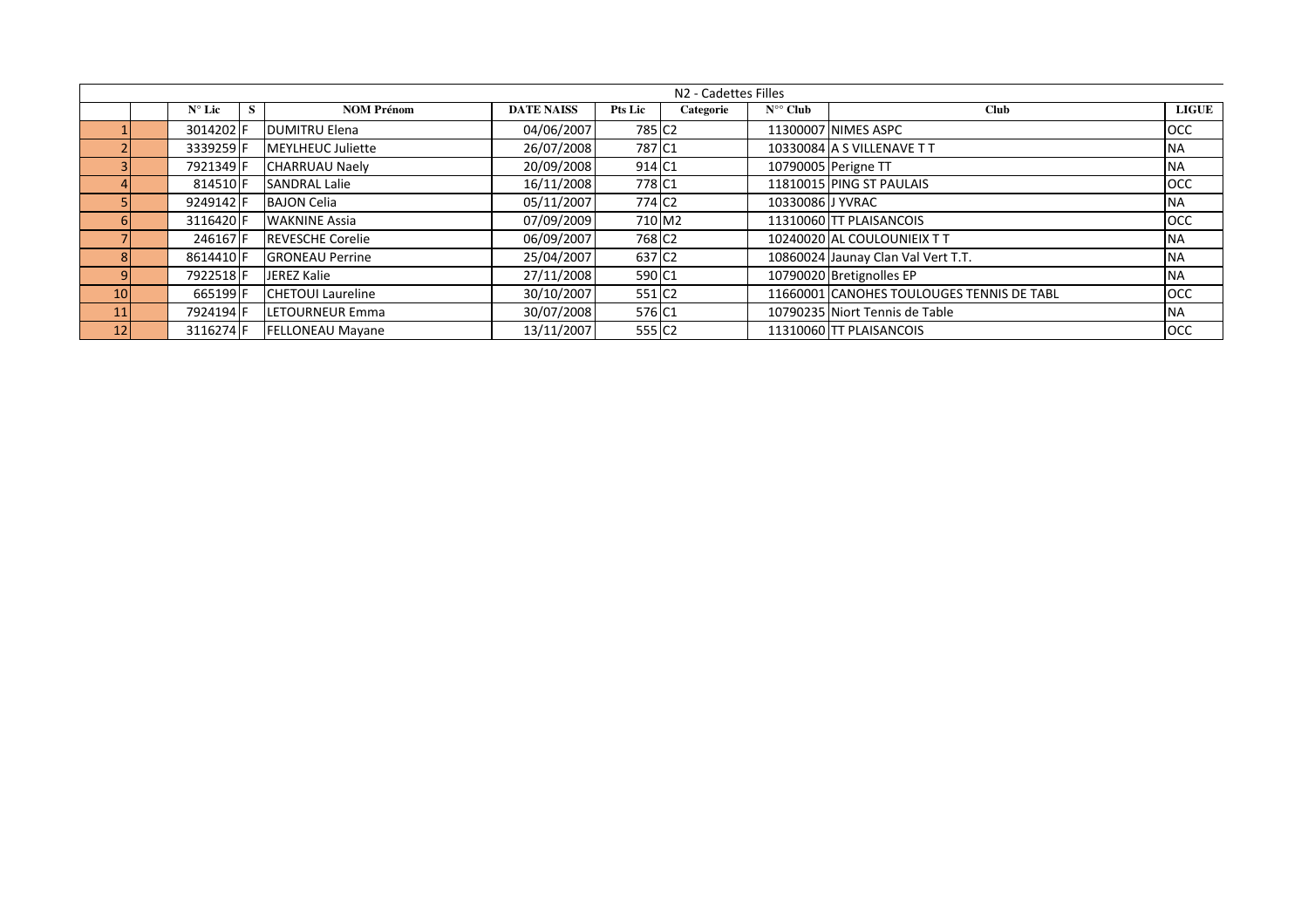| N2 - Cadettes Filles | | | | | | | | | | |
|---|---|---|---|---|---|---|---|---|---|---|
| | | N° Lic | S | NOM Prénom | DATE NAISS | Pts Lic | Categorie | N°° Club | Club | LIGUE |
| 1 | | 3014202 | F | DUMITRU Elena | 04/06/2007 | 785 | C2 | 11300007 | NIMES ASPC | OCC |
| 2 | | 3339259 | F | MEYLHEUC Juliette | 26/07/2008 | 787 | C1 | 10330084 | A S VILLENAVE T T | NA |
| 3 | | 7921349 | F | CHARRUAU Naely | 20/09/2008 | 914 | C1 | 10790005 | Perigne TT | NA |
| 4 | | 814510 | F | SANDRAL Lalie | 16/11/2008 | 778 | C1 | 11810015 | PING ST PAULAIS | OCC |
| 5 | | 9249142 | F | BAJON Celia | 05/11/2007 | 774 | C2 | 10330086 | J YVRAC | NA |
| 6 | | 3116420 | F | WAKNINE Assia | 07/09/2009 | 710 | M2 | 11310060 | TT PLAISANCOIS | OCC |
| 7 | | 246167 | F | REVESCHE Corelie | 06/09/2007 | 768 | C2 | 10240020 | AL COULOUNIEIX T T | NA |
| 8 | | 8614410 | F | GRONEAU Perrine | 25/04/2007 | 637 | C2 | 10860024 | Jaunay Clan Val Vert T.T. | NA |
| 9 | | 7922518 | F | JEREZ Kalie | 27/11/2008 | 590 | C1 | 10790020 | Bretignolles EP | NA |
| 10 | | 665199 | F | CHETOUI Laureline | 30/10/2007 | 551 | C2 | 11660001 | CANOHES TOULOUGES TENNIS DE TABL | OCC |
| 11 | | 7924194 | F | LETOURNEUR Emma | 30/07/2008 | 576 | C1 | 10790235 | Niort Tennis de Table | NA |
| 12 | | 3116274 | F | FELLONEAU Mayane | 13/11/2007 | 555 | C2 | 11310060 | TT PLAISANCOIS | OCC |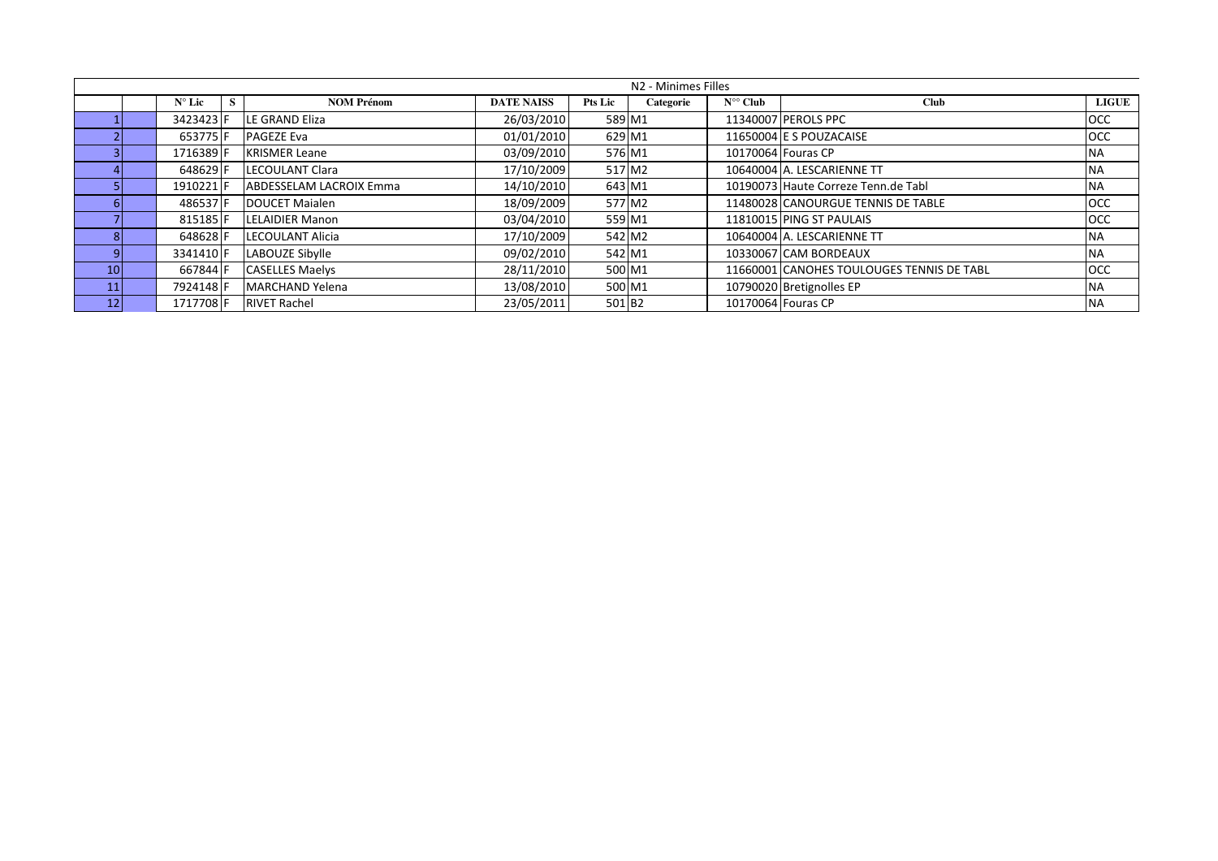| N2 - Minimes Filles | | | | | | | | | | |
|---|---|---|---|---|---|---|---|---|---|---|
| | | N° Lic | S | NOM Prénom | DATE NAISS | Pts Lic | Categorie | N°° Club | Club | LIGUE |
| 1 | | 3423423 | F | LE GRAND Eliza | 26/03/2010 | 589 | M1 | 11340007 | PEROLS PPC | OCC |
| 2 | | 653775 | F | PAGEZE Eva | 01/01/2010 | 629 | M1 | 11650004 | E S POUZACAISE | OCC |
| 3 | | 1716389 | F | KRISMER Leane | 03/09/2010 | 576 | M1 | 10170064 | Fouras CP | NA |
| 4 | | 648629 | F | LECOULANT Clara | 17/10/2009 | 517 | M2 | 10640004 | A. LESCARIENNE TT | NA |
| 5 | | 1910221 | F | ABDESSELAM LACROIX Emma | 14/10/2010 | 643 | M1 | 10190073 | Haute Correze Tenn.de Tabl | NA |
| 6 | | 486537 | F | DOUCET Maialen | 18/09/2009 | 577 | M2 | 11480028 | CANOURGUE TENNIS DE TABLE | OCC |
| 7 | | 815185 | F | LELAIDIER Manon | 03/04/2010 | 559 | M1 | 11810015 | PING ST PAULAIS | OCC |
| 8 | | 648628 | F | LECOULANT Alicia | 17/10/2009 | 542 | M2 | 10640004 | A. LESCARIENNE TT | NA |
| 9 | | 3341410 | F | LABOUZE Sibylle | 09/02/2010 | 542 | M1 | 10330067 | CAM BORDEAUX | NA |
| 10 | | 667844 | F | CASELLES Maelys | 28/11/2010 | 500 | M1 | 11660001 | CANOHES TOULOUGES TENNIS DE TABL | OCC |
| 11 | | 7924148 | F | MARCHAND Yelena | 13/08/2010 | 500 | M1 | 10790020 | Bretignolles EP | NA |
| 12 | | 1717708 | F | RIVET Rachel | 23/05/2011 | 501 | B2 | 10170064 | Fouras CP | NA |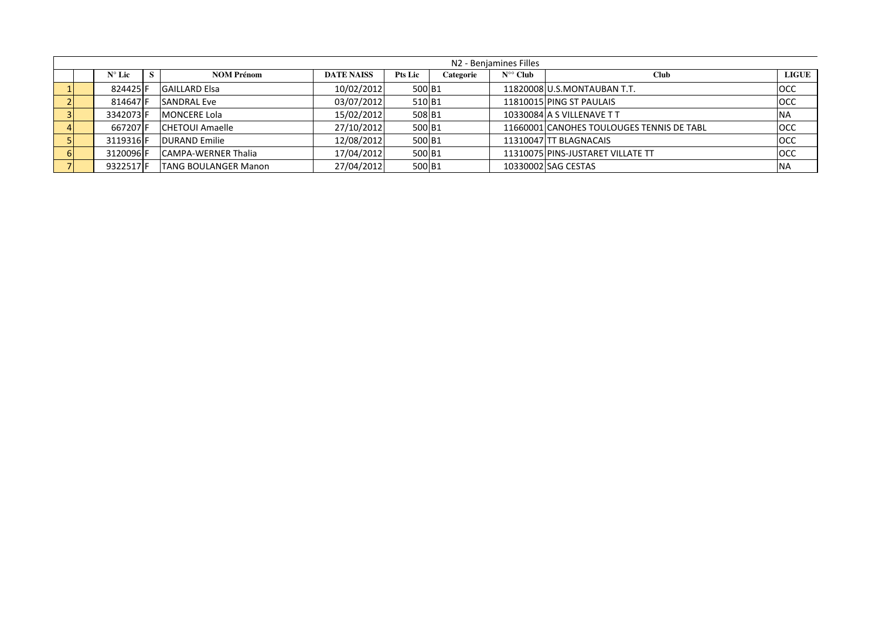| | | N° Lic | S | NOM Prénom | DATE NAISS | Pts Lic | Categorie | N°° Club | Club | LIGUE |
|---|---|---|---|---|---|---|---|---|---|---|
| | | | | | N2 - Benjamines Filles | | | | | |
| 1 | | 824425 | F | GAILLARD Elsa | 10/02/2012 | 500 | B1 | 11820008 | U.S.MONTAUBAN T.T. | OCC |
| 2 | | 814647 | F | SANDRAL Eve | 03/07/2012 | 510 | B1 | 11810015 | PING ST PAULAIS | OCC |
| 3 | | 3342073 | F | MONCERE Lola | 15/02/2012 | 508 | B1 | 10330084 | A S VILLENAVE T T | NA |
| 4 | | 667207 | F | CHETOUI Amaelle | 27/10/2012 | 500 | B1 | 11660001 | CANOHES TOULOUGES TENNIS DE TABL | OCC |
| 5 | | 3119316 | F | DURAND Emilie | 12/08/2012 | 500 | B1 | 11310047 | TT BLAGNACAIS | OCC |
| 6 | | 3120096 | F | CAMPA-WERNER Thalia | 17/04/2012 | 500 | B1 | 11310075 | PINS-JUSTARET VILLATE TT | OCC |
| 7 | | 9322517 | F | TANG BOULANGER Manon | 27/04/2012 | 500 | B1 | 10330002 | SAG CESTAS | NA |